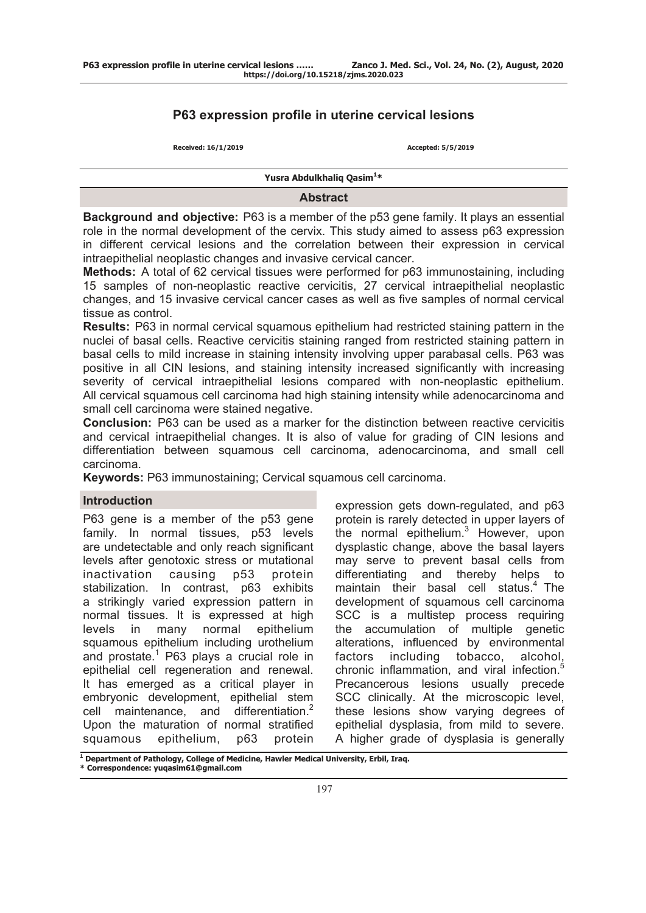# P63 expression profile in uterine cervical lesions

Received: 16/1/2019 Accepted: 5/5/2019

**Yusra Abdulkhaliq Qasim[1]***

## Abstract

**Background and objective:** P63 is a member of the p53 gene family. It plays an essential role in the normal development of the cervix. This study aimed to assess p63 expression in different cervical lesions and the correlation between their expression in cervical intraepithelial neoplastic changes and invasive cervical cancer.

**Methods:** A total of 62 cervical tissues were performed for p63 immunostaining, including 15 samples of non-neoplastic reactive cervicitis, 27 cervical intraepithelial neoplastic changes, and 15 invasive cervical cancer cases as well as five samples of normal cervical tissue as control.

**Results:** P63 in normal cervical squamous epithelium had restricted staining pattern in the nuclei of basal cells. Reactive cervicitis staining ranged from restricted staining pattern in basal cells to mild increase in staining intensity involving upper parabasal cells. P63 was positive in all CIN lesions, and staining intensity increased significantly with increasing severity of cervical intraepithelial lesions compared with non-neoplastic epithelium. All cervical squamous cell carcinoma had high staining intensity while adenocarcinoma and small cell carcinoma were stained negative.

**Conclusion:** P63 can be used as a marker for the distinction between reactive cervicitis and cervical intraepithelial changes. It is also of value for grading of CIN lesions and differentiation between squamous cell carcinoma, adenocarcinoma, and small cell carcinoma.

**Keywords:** P63 immunostaining; Cervical squamous cell carcinoma.

## Introduction

P63 gene is a member of the p53 gene family. In normal tissues, p53 levels are undetectable and only reach significant levels after genotoxic stress or mutational inactivation causing p53 protein stabilization. In contrast, p63 exhibits a strikingly varied expression pattern in normal tissues. It is expressed at high levels in many normal epithelium squamous epithelium including urothelium and prostate.[1] P63 plays a crucial role in epithelial cell regeneration and renewal. It has emerged as a critical player in embryonic development, epithelial stem cell maintenance, and differentiation.[2] Upon the maturation of normal stratified squamous epithelium, p63 protein expression gets down-regulated, and p63 protein is rarely detected in upper layers of the normal epithelium.[3] However, upon dysplastic change, above the basal layers may serve to prevent basal cells from differentiating and thereby helps to maintain their basal cell status.[4] The development of squamous cell carcinoma SCC is a multistep process requiring the accumulation of multiple genetic alterations, influenced by environmental factors including tobacco, alcohol, chronic inflammation, and viral infection.[5] Precancerous lesions usually precede SCC clinically. At the microscopic level, these lesions show varying degrees of epithelial dysplasia, from mild to severe. A higher grade of dysplasia is generally

[1] Department of Pathology, College of Medicine, Hawler Medical University, Erbil, Iraq.
* Correspondence: yuqasim61@gmail.com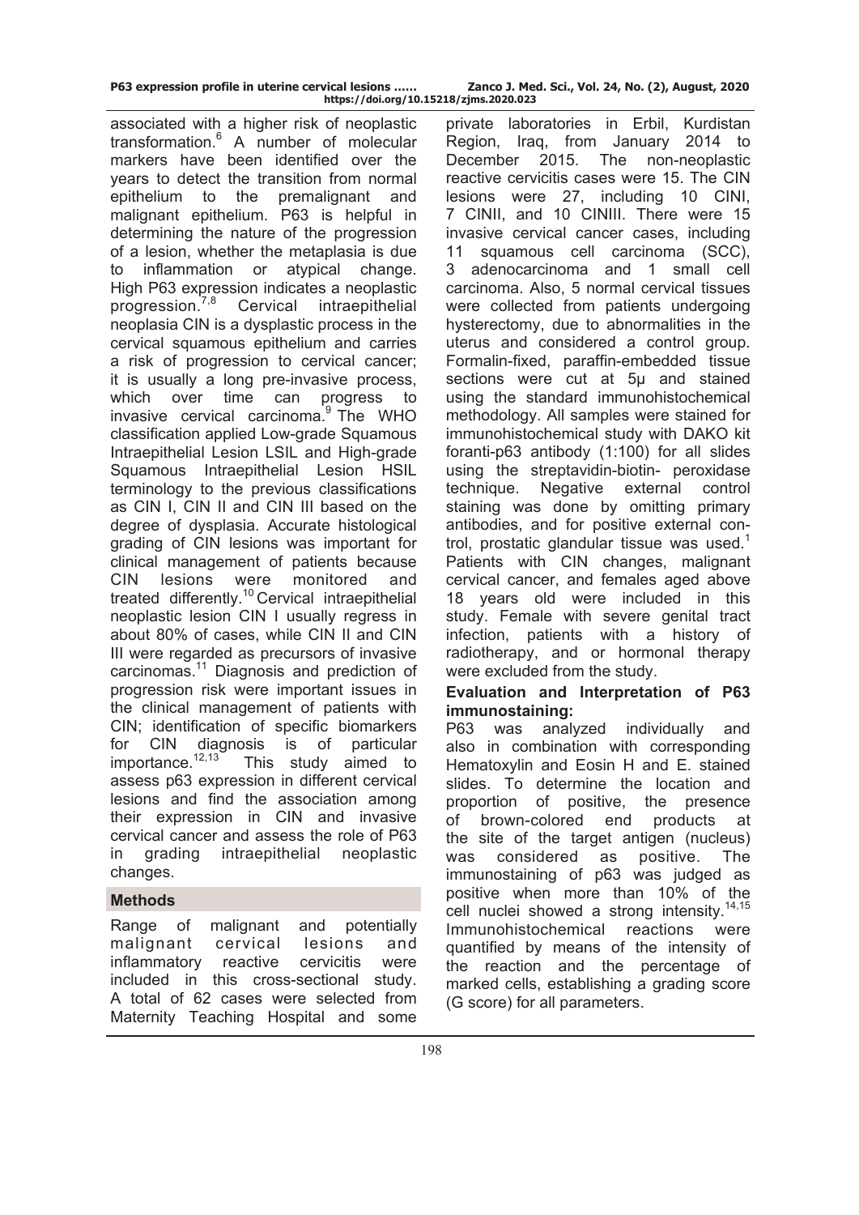associated with a higher risk of neoplastic transformation.[6] A number of molecular markers have been identified over the years to detect the transition from normal epithelium to the premalignant and malignant epithelium. P63 is helpful in determining the nature of the progression of a lesion, whether the metaplasia is due to inflammation or atypical change. High P63 expression indicates a neoplastic progression.[7,8] Cervical intraepithelial neoplasia CIN is a dysplastic process in the cervical squamous epithelium and carries a risk of progression to cervical cancer; it is usually a long pre-invasive process, which over time can progress to invasive cervical carcinoma.[9] The WHO classification applied Low-grade Squamous Intraepithelial Lesion LSIL and High-grade Squamous Intraepithelial Lesion HSIL terminology to the previous classifications as CIN I, CIN II and CIN III based on the degree of dysplasia. Accurate histological grading of CIN lesions was important for clinical management of patients because CIN lesions were monitored and treated differently.[10] Cervical intraepithelial neoplastic lesion CIN I usually regress in about 80% of cases, while CIN II and CIN III were regarded as precursors of invasive carcinomas.[11] Diagnosis and prediction of progression risk were important issues in the clinical management of patients with CIN; identification of specific biomarkers for CIN diagnosis is of particular importance.[12,13] This study aimed to assess p63 expression in different cervical lesions and find the association among their expression in CIN and invasive cervical cancer and assess the role of P63 in grading intraepithelial neoplastic changes.

## Methods

Range of malignant and potentially malignant cervical lesions and inflammatory reactive cervicitis were included in this cross-sectional study. A total of 62 cases were selected from Maternity Teaching Hospital and some private laboratories in Erbil, Kurdistan Region, Iraq, from January 2014 to December 2015. The non-neoplastic reactive cervicitis cases were 15. The CIN lesions were 27, including 10 CINI, 7 CINII, and 10 CINIII. There were 15 invasive cervical cancer cases, including 11 squamous cell carcinoma (SCC), 3 adenocarcinoma and 1 small cell carcinoma. Also, 5 normal cervical tissues were collected from patients undergoing hysterectomy, due to abnormalities in the uterus and considered a control group. Formalin-fixed, paraffin-embedded tissue sections were cut at 5μ and stained using the standard immunohistochemical methodology. All samples were stained for immunohistochemical study with DAKO kit foranti-p63 antibody (1:100) for all slides using the streptavidin-biotin- peroxidase technique. Negative external control staining was done by omitting primary antibodies, and for positive external control, prostatic glandular tissue was used.[1] Patients with CIN changes, malignant cervical cancer, and females aged above 18 years old were included in this study. Female with severe genital tract infection, patients with a history of radiotherapy, and or hormonal therapy were excluded from the study.

### Evaluation and Interpretation of P63 immunostaining:

P63 was analyzed individually and also in combination with corresponding Hematoxylin and Eosin H and E. stained slides. To determine the location and proportion of positive, the presence of brown-colored end products at the site of the target antigen (nucleus) was considered as positive. The immunostaining of p63 was judged as positive when more than 10% of the cell nuclei showed a strong intensity.[14,15] Immunohistochemical reactions were quantified by means of the intensity of the reaction and the percentage of marked cells, establishing a grading score (G score) for all parameters.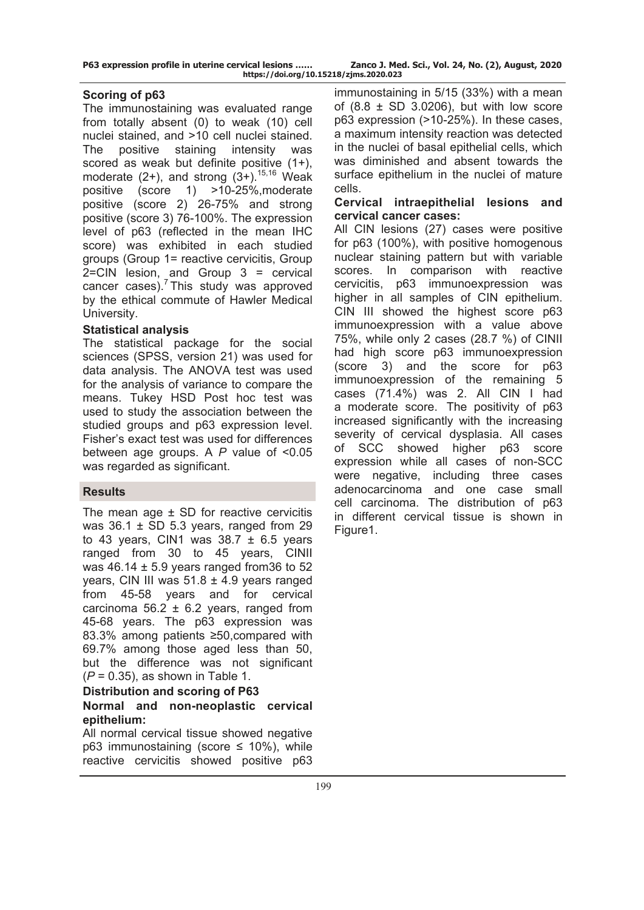### Scoring of p63

The immunostaining was evaluated range from totally absent (0) to weak (10) cell nuclei stained, and >10 cell nuclei stained. The positive staining intensity was scored as weak but definite positive (1+), moderate (2+), and strong (3+).[15,16] Weak positive (score 1) >10-25%,moderate positive (score 2) 26-75% and strong positive (score 3) 76-100%. The expression level of p63 (reflected in the mean IHC score) was exhibited in each studied groups (Group 1= reactive cervicitis, Group 2=CIN lesion, and Group 3 = cervical cancer cases).[7] This study was approved by the ethical commute of Hawler Medical University.

### Statistical analysis

The statistical package for the social sciences (SPSS, version 21) was used for data analysis. The ANOVA test was used for the analysis of variance to compare the means. Tukey HSD Post hoc test was used to study the association between the studied groups and p63 expression level. Fisher's exact test was used for differences between age groups. A *P* value of <0.05 was regarded as significant.

## Results

The mean age ± SD for reactive cervicitis was 36.1 ± SD 5.3 years, ranged from 29 to 43 years, CIN1 was 38.7 ± 6.5 years ranged from 30 to 45 years, CINII was 46.14 ± 5.9 years ranged from36 to 52 years, CIN III was 51.8 ± 4.9 years ranged from 45-58 years and for cervical carcinoma 56.2 ± 6.2 years, ranged from 45-68 years. The p63 expression was 83.3% among patients ≥50,compared with 69.7% among those aged less than 50, but the difference was not significant (*P* = 0.35), as shown in Table 1.

### Distribution and scoring of P63

#### Normal and non-neoplastic cervical epithelium:

All normal cervical tissue showed negative p63 immunostaining (score ≤ 10%), while reactive cervicitis showed positive p63 immunostaining in 5/15 (33%) with a mean of (8.8 ± SD 3.0206), but with low score p63 expression (>10-25%). In these cases, a maximum intensity reaction was detected in the nuclei of basal epithelial cells, which was diminished and absent towards the surface epithelium in the nuclei of mature cells.

#### Cervical intraepithelial lesions and cervical cancer cases:

All CIN lesions (27) cases were positive for p63 (100%), with positive homogenous nuclear staining pattern but with variable scores. In comparison with reactive cervicitis, p63 immunoexpression was higher in all samples of CIN epithelium. CIN III showed the highest score p63 immunoexpression with a value above 75%, while only 2 cases (28.7 %) of CINII had high score p63 immunoexpression (score 3) and the score for p63 immunoexpression of the remaining 5 cases (71.4%) was 2. All CIN I had a moderate score. The positivity of p63 increased significantly with the increasing severity of cervical dysplasia. All cases of SCC showed higher p63 score expression while all cases of non-SCC were negative, including three cases adenocarcinoma and one case small cell carcinoma. The distribution of p63 in different cervical tissue is shown in Figure1.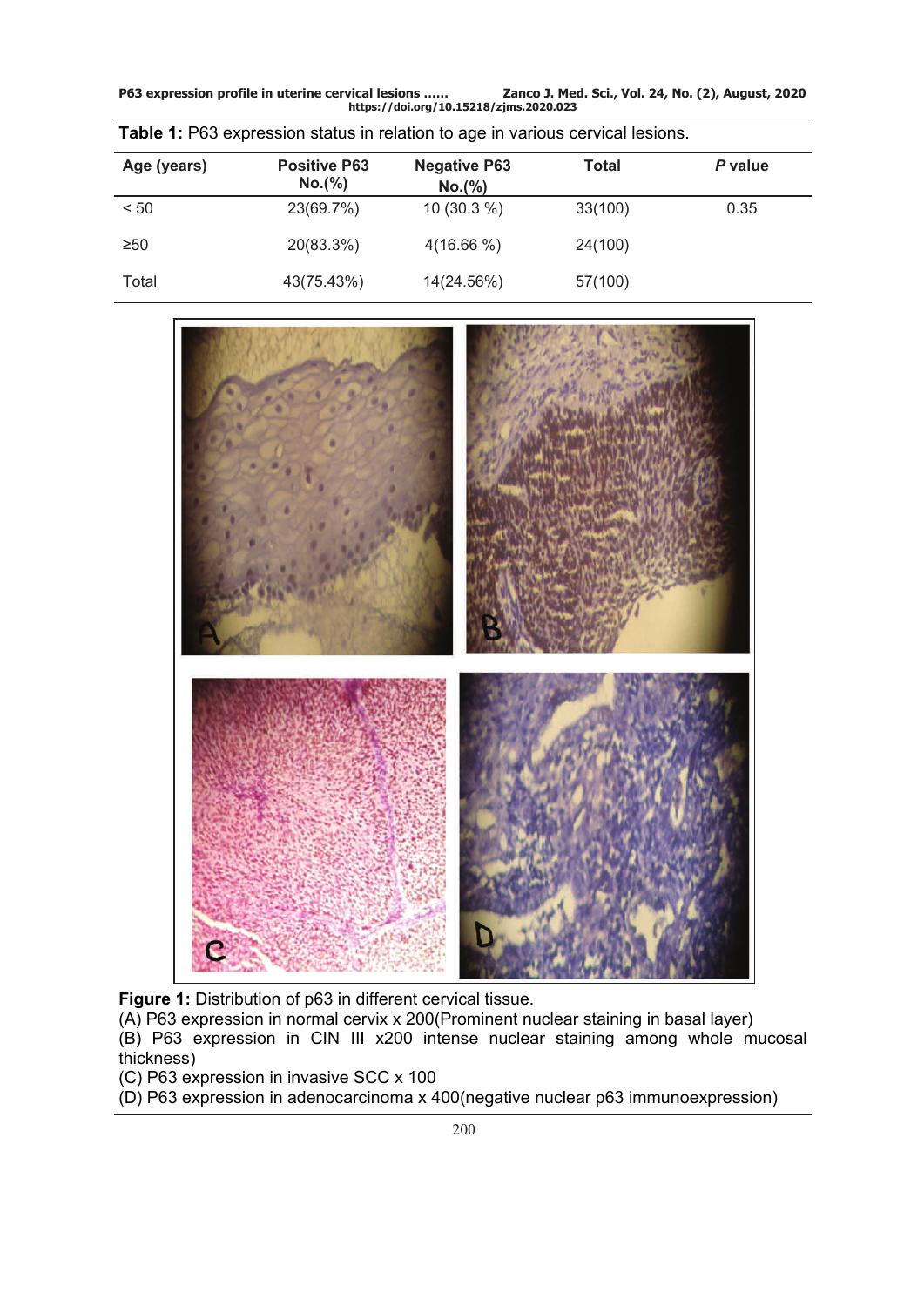**Table 1:** P63 expression status in relation to age in various cervical lesions.

| Age (years) | Positive P63 No.(%) | Negative P63 No.(%) | Total | *P* value |
|---|---|---|---|---|
| < 50 | 23(69.7%) | 10 (30.3 %) | 33(100) | 0.35 |
| ≥50 | 20(83.3%) | 4(16.66 %) | 24(100) | |
| Total | 43(75.43%) | 14(24.56%) | 57(100) | |

**Figure 1:** Distribution of p63 in different cervical tissue.
(A) P63 expression in normal cervix x 200(Prominent nuclear staining in basal layer)
(B) P63 expression in CIN III x200 intense nuclear staining among whole mucosal thickness)
(C) P63 expression in invasive SCC x 100
(D) P63 expression in adenocarcinoma x 400(negative nuclear p63 immunoexpression)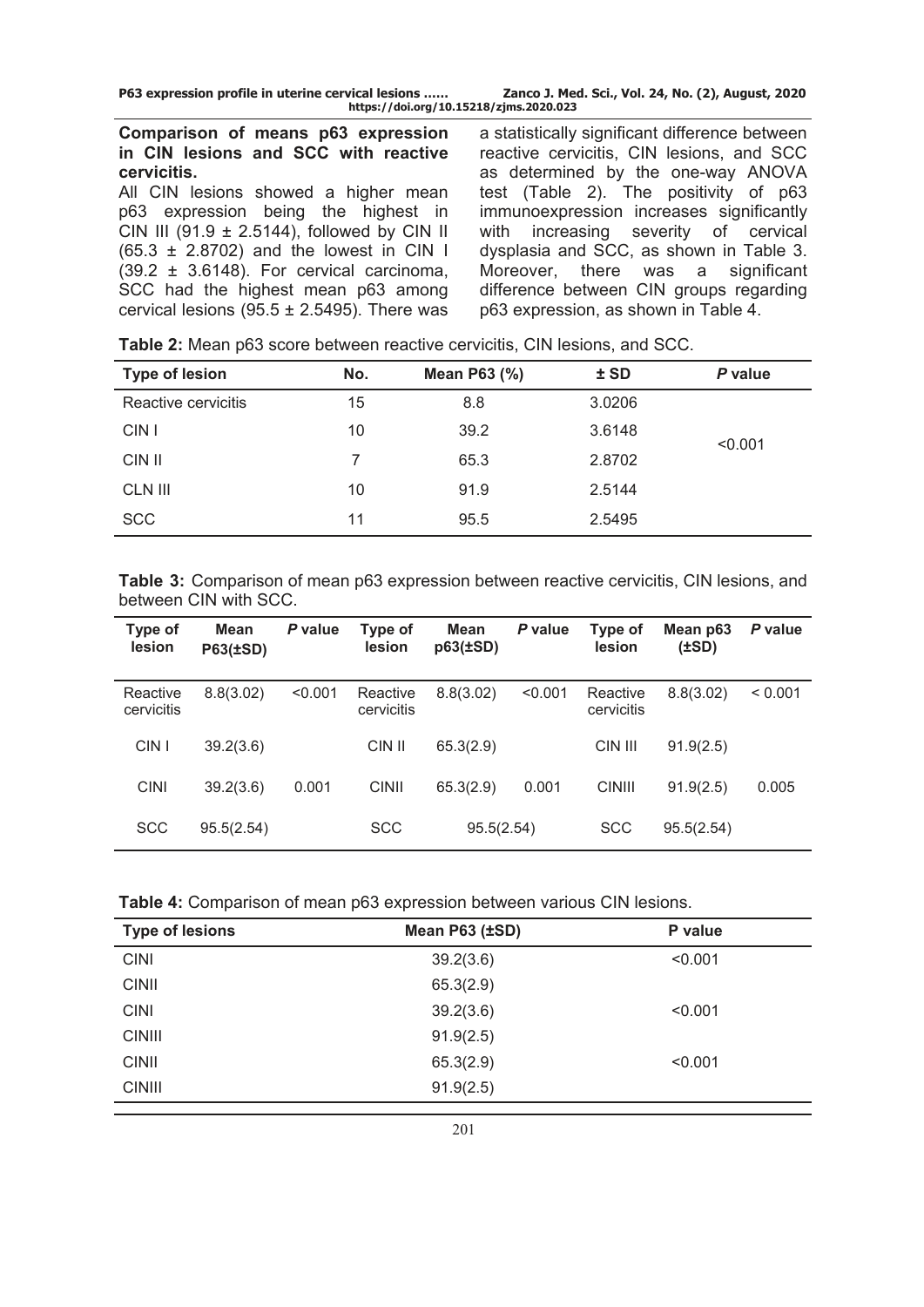### Comparison of means p63 expression in CIN lesions and SCC with reactive cervicitis.

All CIN lesions showed a higher mean p63 expression being the highest in CIN III (91.9 ± 2.5144), followed by CIN II (65.3 ± 2.8702) and the lowest in CIN I (39.2 ± 3.6148). For cervical carcinoma, SCC had the highest mean p63 among cervical lesions (95.5 ± 2.5495). There was a statistically significant difference between reactive cervicitis, CIN lesions, and SCC as determined by the one-way ANOVA test (Table 2). The positivity of p63 immunoexpression increases significantly with increasing severity of cervical dysplasia and SCC, as shown in Table 3. Moreover, there was a significant difference between CIN groups regarding p63 expression, as shown in Table 4.

**Table 2:** Mean p63 score between reactive cervicitis, CIN lesions, and SCC.

| Type of lesion | No. | Mean P63 (%) | ± SD | *P* value |
|---|---|---|---|---|
| Reactive cervicitis | 15 | 8.8 | 3.0206 | <0.001 |
| CIN I | 10 | 39.2 | 3.6148 | |
| CIN II | 7 | 65.3 | 2.8702 | |
| CLN III | 10 | 91.9 | 2.5144 | |
| SCC | 11 | 95.5 | 2.5495 | |

**Table 3:** Comparison of mean p63 expression between reactive cervicitis, CIN lesions, and between CIN with SCC.

| Type of lesion | Mean P63(±SD) | *P* value | Type of lesion | Mean p63(±SD) | *P* value | Type of lesion | Mean p63 (±SD) | *P* value |
|---|---|---|---|---|---|---|---|---|
| Reactive cervicitis | 8.8(3.02) | <0.001 | Reactive cervicitis | 8.8(3.02) | <0.001 | Reactive cervicitis | 8.8(3.02) | < 0.001 |
| CIN I | 39.2(3.6) | | CIN II | 65.3(2.9) | | CIN III | 91.9(2.5) | |
| CINI | 39.2(3.6) | 0.001 | CINII | 65.3(2.9) | 0.001 | CINIII | 91.9(2.5) | 0.005 |
| SCC | 95.5(2.54) | | SCC | 95.5(2.54) | | SCC | 95.5(2.54) | |

**Table 4:** Comparison of mean p63 expression between various CIN lesions.

| Type of lesions | Mean P63 (±SD) | P value |
|---|---|---|
| CINI | 39.2(3.6) | <0.001 |
| CINII | 65.3(2.9) | |
| CINI | 39.2(3.6) | <0.001 |
| CINIII | 91.9(2.5) | |
| CINII | 65.3(2.9) | <0.001 |
| CINIII | 91.9(2.5) | |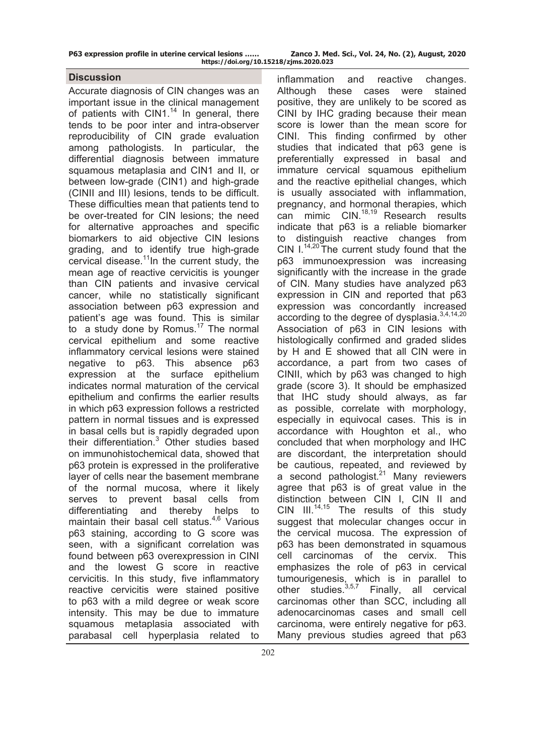## Discussion

Accurate diagnosis of CIN changes was an important issue in the clinical management of patients with CIN1.[14] In general, there tends to be poor inter and intra-observer reproducibility of CIN grade evaluation among pathologists. In particular, the differential diagnosis between immature squamous metaplasia and CIN1 and II, or between low-grade (CIN1) and high-grade (CINII and III) lesions, tends to be difficult. These difficulties mean that patients tend to be over-treated for CIN lesions; the need for alternative approaches and specific biomarkers to aid objective CIN lesions grading, and to identify true high-grade cervical disease.[11] In the current study, the mean age of reactive cervicitis is younger than CIN patients and invasive cervical cancer, while no statistically significant association between p63 expression and patient's age was found. This is similar to a study done by Romus.[17] The normal cervical epithelium and some reactive inflammatory cervical lesions were stained negative to p63. This absence p63 expression at the surface epithelium indicates normal maturation of the cervical epithelium and confirms the earlier results in which p63 expression follows a restricted pattern in normal tissues and is expressed in basal cells but is rapidly degraded upon their differentiation.[3] Other studies based on immunohistochemical data, showed that p63 protein is expressed in the proliferative layer of cells near the basement membrane of the normal mucosa, where it likely serves to prevent basal cells from differentiating and thereby helps to maintain their basal cell status.[4,6] Various p63 staining, according to G score was seen, with a significant correlation was found between p63 overexpression in CINI and the lowest G score in reactive cervicitis. In this study, five inflammatory reactive cervicitis were stained positive to p63 with a mild degree or weak score intensity. This may be due to immature squamous metaplasia associated with parabasal cell hyperplasia related to inflammation and reactive changes. Although these cases were stained positive, they are unlikely to be scored as CINI by IHC grading because their mean score is lower than the mean score for CINI. This finding confirmed by other studies that indicated that p63 gene is preferentially expressed in basal and immature cervical squamous epithelium and the reactive epithelial changes, which is usually associated with inflammation, pregnancy, and hormonal therapies, which can mimic CIN.[18,19] Research results indicate that p63 is a reliable biomarker to distinguish reactive changes from CIN I.[14,20] The current study found that the p63 immunoexpression was increasing significantly with the increase in the grade of CIN. Many studies have analyzed p63 expression in CIN and reported that p63 expression was concordantly increased according to the degree of dysplasia.[3,4,14,20] Association of p63 in CIN lesions with histologically confirmed and graded slides by H and E showed that all CIN were in accordance, a part from two cases of CINII, which by p63 was changed to high grade (score 3). It should be emphasized that IHC study should always, as far as possible, correlate with morphology, especially in equivocal cases. This is in accordance with Houghton et al., who concluded that when morphology and IHC are discordant, the interpretation should be cautious, repeated, and reviewed by a second pathologist.[21] Many reviewers agree that p63 is of great value in the distinction between CIN I, CIN II and CIN III.[14,15] The results of this study suggest that molecular changes occur in the cervical mucosa. The expression of p63 has been demonstrated in squamous cell carcinomas of the cervix. This emphasizes the role of p63 in cervical tumourigenesis, which is in parallel to other studies.[3,5,7] Finally, all cervical carcinomas other than SCC, including all adenocarcinomas cases and small cell carcinoma, were entirely negative for p63. Many previous studies agreed that p63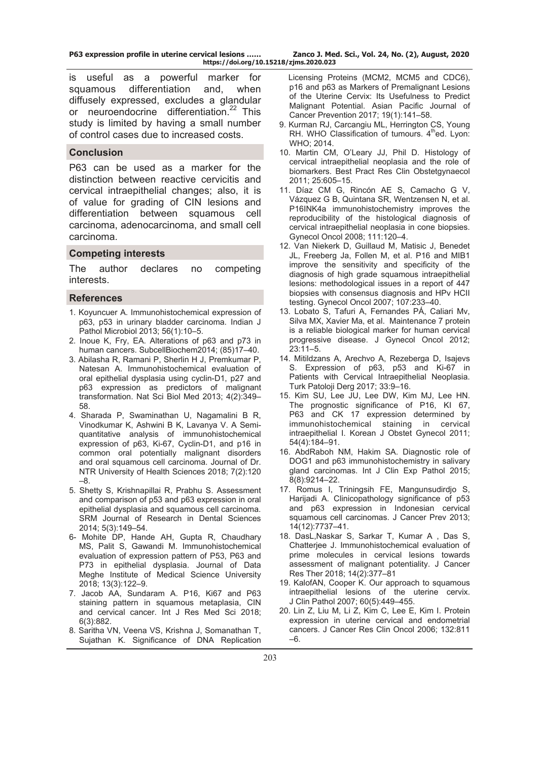is useful as a powerful marker for squamous differentiation and, when diffusely expressed, excludes a glandular or neuroendocrine differentiation.[22] This study is limited by having a small number of control cases due to increased costs.

## Conclusion

P63 can be used as a marker for the distinction between reactive cervicitis and cervical intraepithelial changes; also, it is of value for grading of CIN lesions and differentiation between squamous cell carcinoma, adenocarcinoma, and small cell carcinoma.

## Competing interests

The author declares no competing interests.

## References

1. Koyuncuer A. Immunohistochemical expression of p63, p53 in urinary bladder carcinoma. Indian J Pathol Microbiol 2013; 56(1):10–5.
2. Inoue K, Fry, EA. Alterations of p63 and p73 in human cancers. SubcellBiochem2014; (85)17–40.
3. Abilasha R, Ramani P, Sherlin H J, Premkumar P, Natesan A. Immunohistochemical evaluation of oral epithelial dysplasia using cyclin-D1, p27 and p63 expression as predictors of malignant transformation. Nat Sci Biol Med 2013; 4(2):349–58.
4. Sharada P, Swaminathan U, Nagamalini B R, Vinodkumar K, Ashwini B K, Lavanya V. A Semi-quantitative analysis of immunohistochemical expression of p63, Ki-67, Cyclin-D1, and p16 in common oral potentially malignant disorders and oral squamous cell carcinoma. Journal of Dr. NTR University of Health Sciences 2018; 7(2):120–8.
5. Shetty S, Krishnapillai R, Prabhu S. Assessment and comparison of p53 and p63 expression in oral epithelial dysplasia and squamous cell carcinoma. SRM Journal of Research in Dental Sciences 2014; 5(3):149–54.
6- Mohite DP, Hande AH, Gupta R, Chaudhary MS, Palit S, Gawandi M. Immunohistochemical evaluation of expression pattern of P53, P63 and P73 in epithelial dysplasia. Journal of Data Meghe Institute of Medical Science University 2018; 13(3):122–9.
7. Jacob AA, Sundaram A. P16, Ki67 and P63 staining pattern in squamous metaplasia, CIN and cervical cancer. Int J Res Med Sci 2018; 6(3):882.
8. Saritha VN, Veena VS, Krishna J, Somanathan T, Sujathan K. Significance of DNA Replication Licensing Proteins (MCM2, MCM5 and CDC6), p16 and p63 as Markers of Premalignant Lesions of the Uterine Cervix: Its Usefulness to Predict Malignant Potential. Asian Pacific Journal of Cancer Prevention 2017; 19(1):141–58.
9. Kurman RJ, Carcangiu ML, Herrington CS, Young RH. WHO Classification of tumours. 4thed. Lyon: WHO; 2014.
10. Martin CM, O'Leary JJ, Phil D. Histology of cervical intraepithelial neoplasia and the role of biomarkers. Best Pract Res Clin Obstetgynaecol 2011; 25:605–15.
11. Díaz CM G, Rincón AE S, Camacho G V, Vázquez G B, Quintana SR, Wentzensen N, et al. P16INK4a immunohistochemistry improves the reproducibility of the histological diagnosis of cervical intraepithelial neoplasia in cone biopsies. Gynecol Oncol 2008; 111:120–4.
12. Van Niekerk D, Guillaud M, Matisic J, Benedet JL, Freeberg Ja, Follen M, et al. P16 and MIB1 improve the sensitivity and specificity of the diagnosis of high grade squamous intraepithelial lesions: methodological issues in a report of 447 biopsies with consensus diagnosis and HPv HCII testing. Gynecol Oncol 2007; 107:233–40.
13. Lobato S, Tafuri A, Fernandes PÁ, Caliari Mv, Silva MX, Xavier Ma, et al. Maintenance 7 protein is a reliable biological marker for human cervical progressive disease. J Gynecol Oncol 2012; 23:11–5.
14. Mitildzans A, Arechvo A, Rezeberga D, Isajevs S. Expression of p63, p53 and Ki-67 in Patients with Cervical Intraepithelial Neoplasia. Turk Patoloji Derg 2017; 33:9–16.
15. Kim SU, Lee JU, Lee DW, Kim MJ, Lee HN. The prognostic significance of P16, KI 67, P63 and CK 17 expression determined by immunohistochemical staining in cervical intraepithelial I. Korean J Obstet Gynecol 2011; 54(4):184–91.
16. AbdRaboh NM, Hakim SA. Diagnostic role of DOG1 and p63 immunohistochemistry in salivary gland carcinomas. Int J Clin Exp Pathol 2015; 8(8):9214–22.
17. Romus I, Triningsih FE, Mangunsudirdjo S, Harijadi A. Clinicopathology significance of p53 and p63 expression in Indonesian cervical squamous cell carcinomas. J Cancer Prev 2013; 14(12):7737–41.
18. DasL,Naskar S, Sarkar T, Kumar A , Das S, Chatterjee J. Immunohistochemical evaluation of prime molecules in cervical lesions towards assessment of malignant potentiality. J Cancer Res Ther 2018; 14(2):377–81
19. KalofAN, Cooper K. Our approach to squamous intraepithelial lesions of the uterine cervix. J Clin Pathol 2007; 60(5):449–455.
20. Lin Z, Liu M, Li Z, Kim C, Lee E, Kim I. Protein expression in uterine cervical and endometrial cancers. J Cancer Res Clin Oncol 2006; 132:811–6.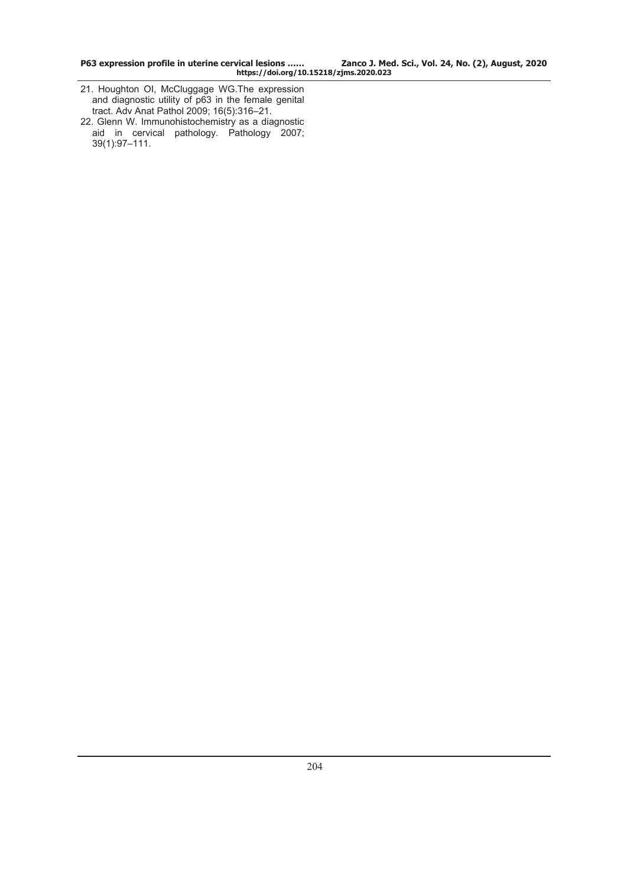21. Houghton OI, McCluggage WG.The expression and diagnostic utility of p63 in the female genital tract. Adv Anat Pathol 2009; 16(5):316–21.
22. Glenn W. Immunohistochemistry as a diagnostic aid in cervical pathology. Pathology 2007; 39(1):97–111.